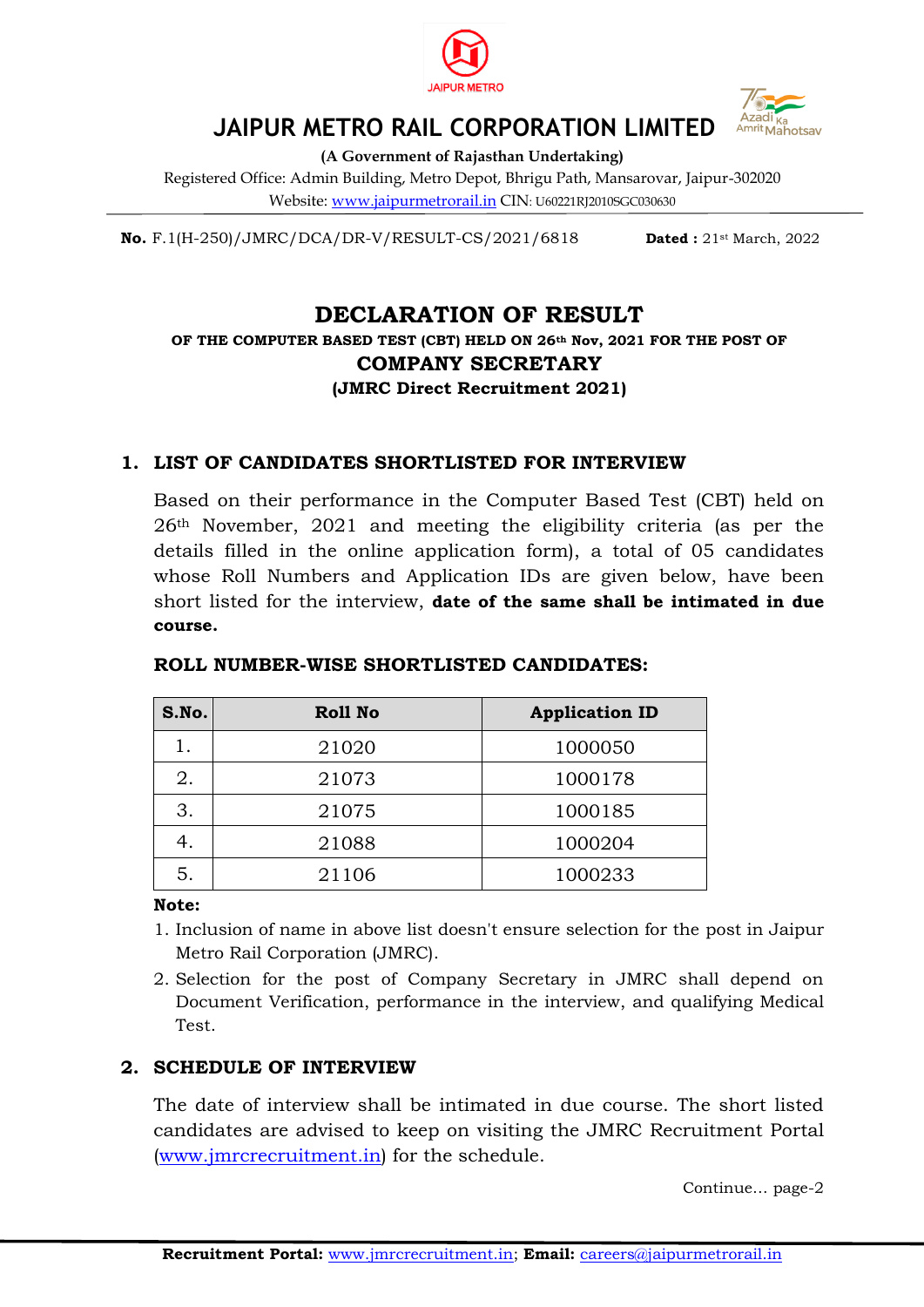# JAIPUR METRO RAIL CORPORATION LIMITED

**(A Government of Rajasthan Undertaking)**

Registered Office: Admin Building, Metro Depot, Bhrigu Path, Mansarovar, Jaipur-302020

Website: www.jaipurmetrorail.in CIN: U60221RJ2010SGC030630

**No.** F.1(H-250)/JMRC/DCA/DR-V/RESULT-CS/2021/6818 **Dated :** 21st March, 2022

## DECLARATION OF RESULT

**OF THE COMPUTER BASED TEST (CBT) HELD ON 26th Nov, 2021 FOR THE POST OF**

**COMPANY SECRETARY**

**(JMRC Direct Recruitment 2021)**

### 1. LIST OF CANDIDATES SHORTLISTED FOR INTERVIEW

Based on their performance in the Computer Based Test (CBT) held on 26th November, 2021 and meeting the eligibility criteria (as per the details filled in the online application form), a total of 05 candidates whose Roll Numbers and Application IDs are given below, have been short listed for the interview, **date of the same shall be intimated in due course.**

**ROLL NUMBER-WISE SHORTLISTED CANDIDATES:**

| S.No. | Roll No | Application ID |
|---|---|---|
| 1. | 21020 | 1000050 |
| 2. | 21073 | 1000178 |
| 3. | 21075 | 1000185 |
| 4. | 21088 | 1000204 |
| 5. | 21106 | 1000233 |

**Note:**

1. Inclusion of name in above list doesn't ensure selection for the post in Jaipur Metro Rail Corporation (JMRC).
2. Selection for the post of Company Secretary in JMRC shall depend on Document Verification, performance in the interview, and qualifying Medical Test.

### 2. SCHEDULE OF INTERVIEW

The date of interview shall be intimated in due course. The short listed candidates are advised to keep on visiting the JMRC Recruitment Portal (www.jmrcrecruitment.in) for the schedule.

Continue… page-2

**Recruitment Portal:** www.jmrcrecruitment.in; **Email:** careers@jaipurmetrorail.in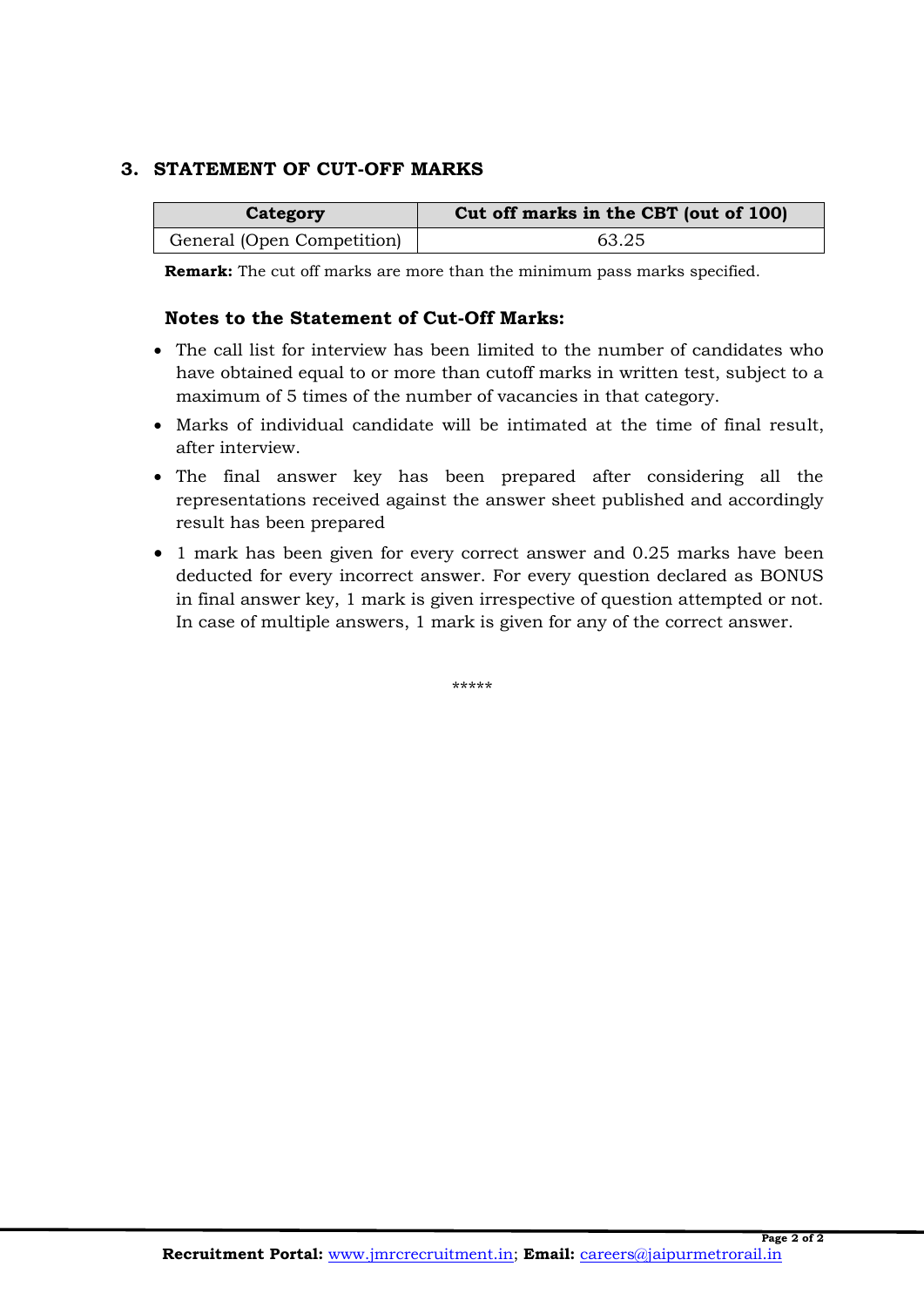### 3. STATEMENT OF CUT-OFF MARKS

| Category | Cut off marks in the CBT (out of 100) |
|---|---|
| General (Open Competition) | 63.25 |

**Remark:** The cut off marks are more than the minimum pass marks specified.

#### Notes to the Statement of Cut-Off Marks:

- The call list for interview has been limited to the number of candidates who have obtained equal to or more than cutoff marks in written test, subject to a maximum of 5 times of the number of vacancies in that category.
- Marks of individual candidate will be intimated at the time of final result, after interview.
- The final answer key has been prepared after considering all the representations received against the answer sheet published and accordingly result has been prepared
- 1 mark has been given for every correct answer and 0.25 marks have been deducted for every incorrect answer. For every question declared as BONUS in final answer key, 1 mark is given irrespective of question attempted or not. In case of multiple answers, 1 mark is given for any of the correct answer.

*****

**Recruitment Portal:** www.jmrcrecruitment.in; **Email:** careers@jaipurmetrorail.in